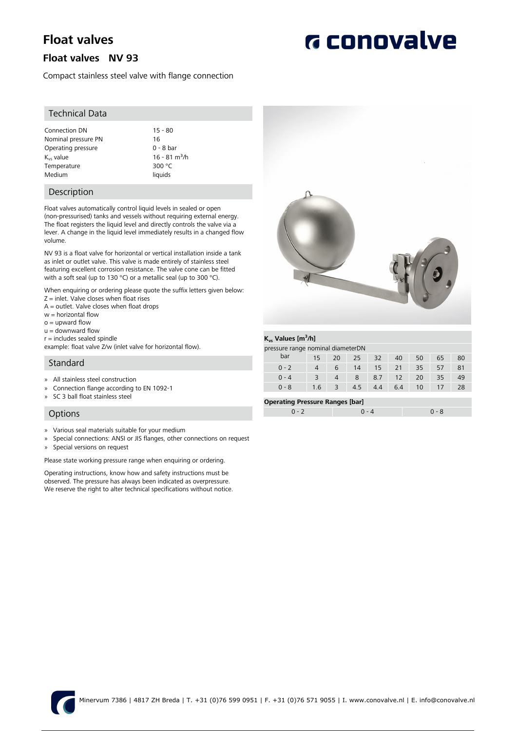# Float valves

## Float valves NV 93

Compact stainless steel valve with flange connection

### Technical Data

| | |
|---|---|
| Connection DN | 15 - 80 |
| Nominal pressure PN | 16 |
| Operating pressure | 0 - 8 bar |
| $K_{vs}$ value | 16 - 81 m³/h |
| Temperature | 300 °C |
| Medium | liquids |

### Description

Float valves automatically control liquid levels in sealed or open (non-pressurised) tanks and vessels without requiring external energy. The float registers the liquid level and directly controls the valve via a lever. A change in the liquid level immediately results in a changed flow volume.

NV 93 is a float valve for horizontal or vertical installation inside a tank as inlet or outlet valve. This valve is made entirely of stainless steel featuring excellent corrosion resistance. The valve cone can be fitted with a soft seal (up to 130 °C) or a metallic seal (up to 300 °C).

When enquiring or ordering please quote the suffix letters given below:
Z = inlet. Valve closes when float rises
A = outlet. Valve closes when float drops
w = horizontal flow
o = upward flow
u = downward flow
r = includes sealed spindle
example: float valve Z/w (inlet valve for horizontal flow).

### Standard

- All stainless steel construction
- Connection flange according to EN 1092-1
- SC 3 ball float stainless steel

### Options

- Various seal materials suitable for your medium
- Special connections: ANSI or JIS flanges, other connections on request
- Special versions on request

Please state working pressure range when enquiring or ordering.

Operating instructions, know how and safety instructions must be observed. The pressure has always been indicated as overpressure. We reserve the right to alter technical specifications without notice.

### $K_{vs}$ Values [m³/h]

| pressure range bar | nominal diameterDN | | | | | | | |
|---|---|---|---|---|---|---|---|---|
| | 15 | 20 | 25 | 32 | 40 | 50 | 65 | 80 |
| 0 - 2 | 4 | 6 | 14 | 15 | 21 | 35 | 57 | 81 |
| 0 - 4 | 3 | 4 | 8 | 8.7 | 12 | 20 | 35 | 49 |
| 0 - 8 | 1.6 | 3 | 4.5 | 4.4 | 6.4 | 10 | 17 | 28 |

### Operating Pressure Ranges [bar]

| 0 - 2 | 0 - 4 | 0 - 8 |
|---|---|---|

Minervum 7386 | 4817 ZH Breda | T. +31 (0)76 599 0951 | F. +31 (0)76 571 9055 | I. www.conovalve.nl | E. info@conovalve.nl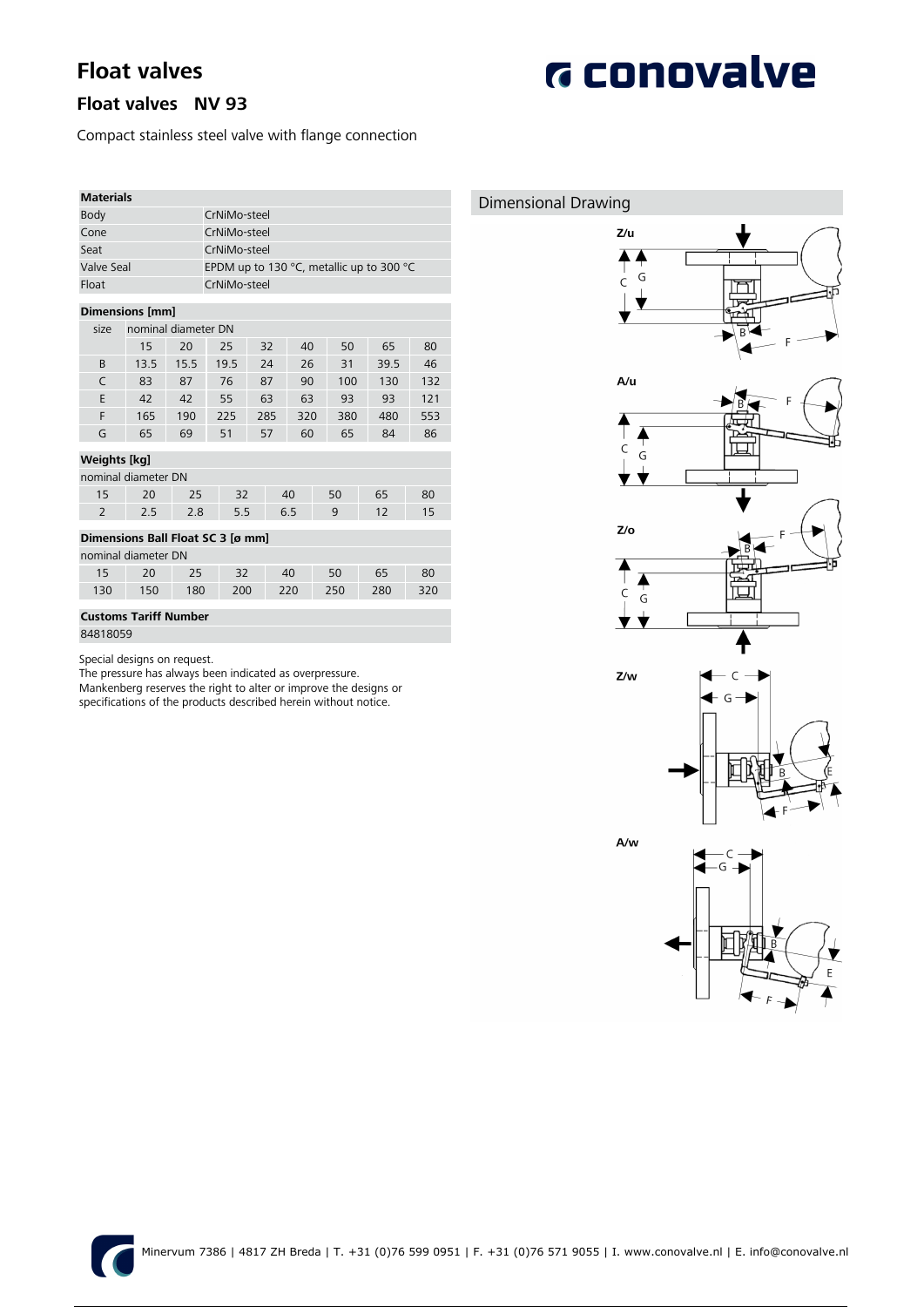# Float valves

## Float valves NV 93

Compact stainless steel valve with flange connection

| Materials | |
|---|---|
| Body | CrNiMo-steel |
| Cone | CrNiMo-steel |
| Seat | CrNiMo-steel |
| Valve Seal | EPDM up to 130 °C, metallic up to 300 °C |
| Float | CrNiMo-steel |

**Dimensions [mm]**

| size | nominal diameter DN | | | | | | | |
|---|---|---|---|---|---|---|---|---|
| | 15 | 20 | 25 | 32 | 40 | 50 | 65 | 80 |
| B | 13.5 | 15.5 | 19.5 | 24 | 26 | 31 | 39.5 | 46 |
| C | 83 | 87 | 76 | 87 | 90 | 100 | 130 | 132 |
| E | 42 | 42 | 55 | 63 | 63 | 93 | 93 | 121 |
| F | 165 | 190 | 225 | 285 | 320 | 380 | 480 | 553 |
| G | 65 | 69 | 51 | 57 | 60 | 65 | 84 | 86 |

**Weights [kg]**

| nominal diameter DN | | | | | | | |
|---|---|---|---|---|---|---|---|
| 15 | 20 | 25 | 32 | 40 | 50 | 65 | 80 |
| 2 | 2.5 | 2.8 | 5.5 | 6.5 | 9 | 12 | 15 |

**Dimensions Ball Float SC 3 [ø mm]**

| nominal diameter DN | | | | | | | |
|---|---|---|---|---|---|---|---|
| 15 | 20 | 25 | 32 | 40 | 50 | 65 | 80 |
| 130 | 150 | 180 | 200 | 220 | 250 | 280 | 320 |

**Customs Tariff Number**

84818059

Special designs on request.
The pressure has always been indicated as overpressure.
Mankenberg reserves the right to alter or improve the designs or specifications of the products described herein without notice.

Dimensional Drawing

Z/u

C G B F

A/u

B F C G

Z/o

B F C G

Z/w

C G B E F

A/w

C G B E F

Minervum 7386 | 4817 ZH Breda | T. +31 (0)76 599 0951 | F. +31 (0)76 571 9055 | I. www.conovalve.nl | E. info@conovalve.nl